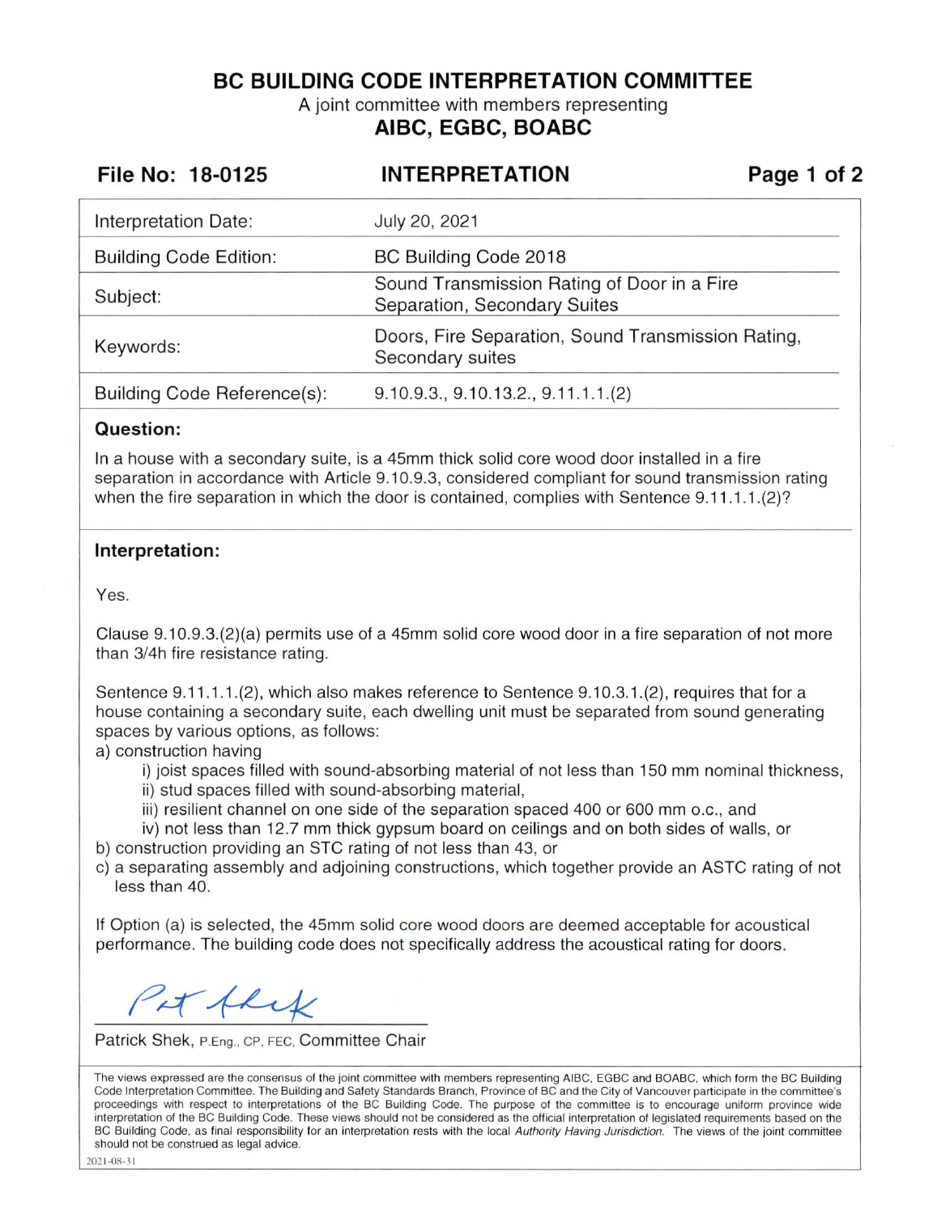# BC BUILDING CODE INTERPRETATION COMMITTEE

A joint committee with members representing

**AIBC, EGBC, BOABC**

**File No: 18-0125** | **INTERPRETATION**

| | |
|---|---|
| Interpretation Date: | July 20, 2021 |
| Building Code Edition: | BC Building Code 2018 |
| Subject: | Sound Transmission Rating of Door in a Fire Separation, Secondary Suites |
| Keywords: | Doors, Fire Separation, Sound Transmission Rating, Secondary suites |
| Building Code Reference(s): | 9.10.9.3., 9.10.13.2., 9.11.1.1.(2) |

## Question:

In a house with a secondary suite, is a 45mm thick solid core wood door installed in a fire separation in accordance with Article 9.10.9.3, considered compliant for sound transmission rating when the fire separation in which the door is contained, complies with Sentence 9.11.1.1.(2)?

## Interpretation:

Yes.

Clause 9.10.9.3.(2)(a) permits use of a 45mm solid core wood door in a fire separation of not more than 3/4h fire resistance rating.

Sentence 9.11.1.1.(2), which also makes reference to Sentence 9.10.3.1.(2), requires that for a house containing a secondary suite, each dwelling unit must be separated from sound generating spaces by various options, as follows:

a) construction having
   i) joist spaces filled with sound-absorbing material of not less than 150 mm nominal thickness,
   ii) stud spaces filled with sound-absorbing material,
   iii) resilient channel on one side of the separation spaced 400 or 600 mm o.c., and
   iv) not less than 12.7 mm thick gypsum board on ceilings and on both sides of walls, or
b) construction providing an STC rating of not less than 43, or
c) a separating assembly and adjoining constructions, which together provide an ASTC rating of not less than 40.

If Option (a) is selected, the 45mm solid core wood doors are deemed acceptable for acoustical performance. The building code does not specifically address the acoustical rating for doors.

Patrick Shek, P.Eng., CP, FEC, Committee Chair

The views expressed are the consensus of the joint committee with members representing AIBC, EGBC and BOABC, which form the BC Building Code Interpretation Committee. The Building and Safety Standards Branch, Province of BC and the City of Vancouver participate in the committee's proceedings with respect to interpretations of the BC Building Code. The purpose of the committee is to encourage uniform province wide interpretation of the BC Building Code. These views should not be considered as the official interpretation of legislated requirements based on the BC Building Code, as final responsibility for an interpretation rests with the local *Authority Having Jurisdiction*. The views of the joint committee should not be construed as legal advice.

2021-08-31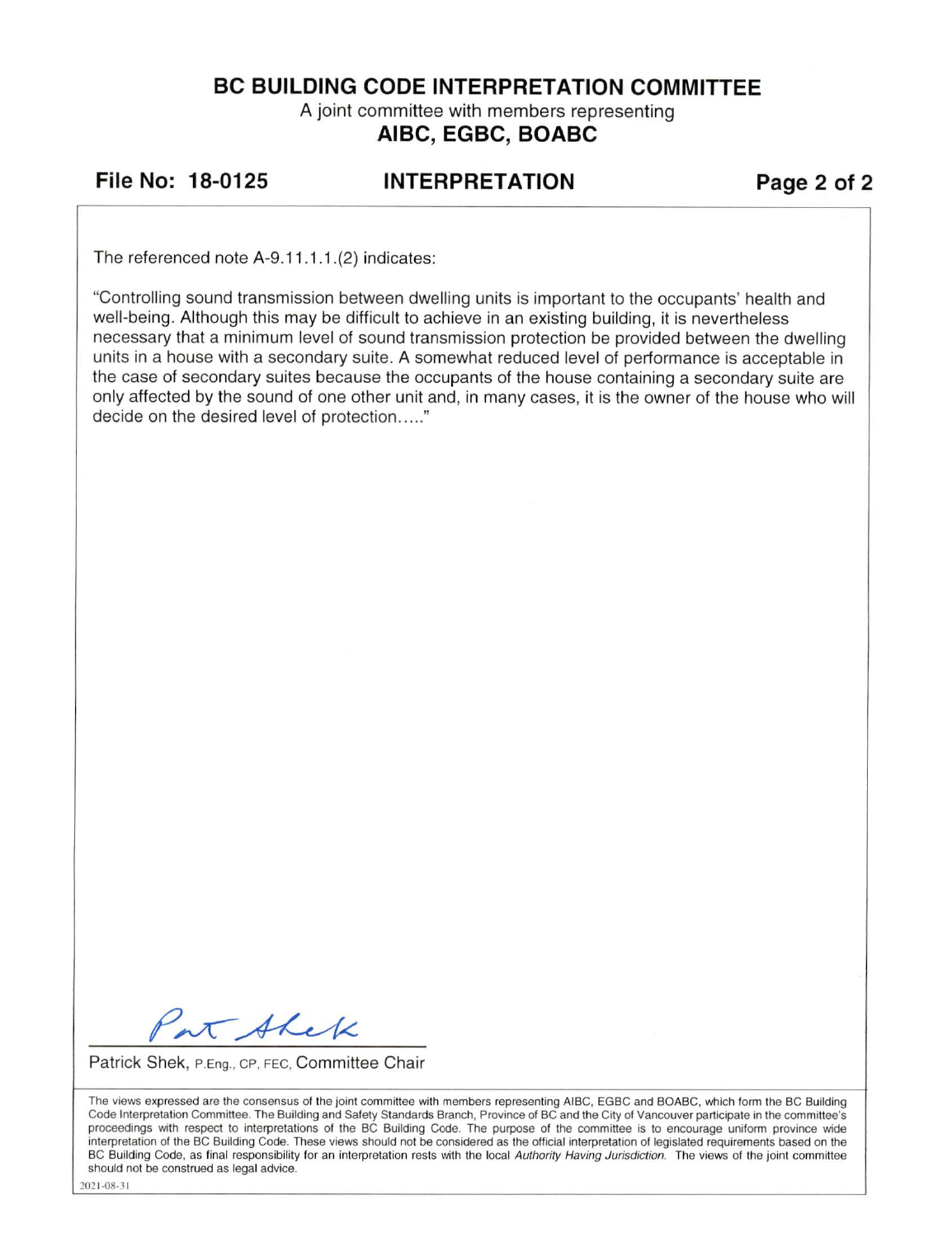The referenced note A-9.11.1.1.(2) indicates:

"Controlling sound transmission between dwelling units is important to the occupants' health and well-being. Although this may be difficult to achieve in an existing building, it is nevertheless necessary that a minimum level of sound transmission protection be provided between the dwelling units in a house with a secondary suite. A somewhat reduced level of performance is acceptable in the case of secondary suites because the occupants of the house containing a secondary suite are only affected by the sound of one other unit and, in many cases, it is the owner of the house who will decide on the desired level of protection….."

Pat Shek

Patrick Shek, P.Eng., CP, FEC, Committee Chair

The views expressed are the consensus of the joint committee with members representing AIBC, EGBC and BOABC, which form the BC Building Code Interpretation Committee. The Building and Safety Standards Branch, Province of BC and the City of Vancouver participate in the committee's proceedings with respect to interpretations of the BC Building Code. The purpose of the committee is to encourage uniform province wide interpretation of the BC Building Code. These views should not be considered as the official interpretation of legislated requirements based on the BC Building Code, as final responsibility for an interpretation rests with the local *Authority Having Jurisdiction*. The views of the joint committee should not be construed as legal advice.

2021-08-31